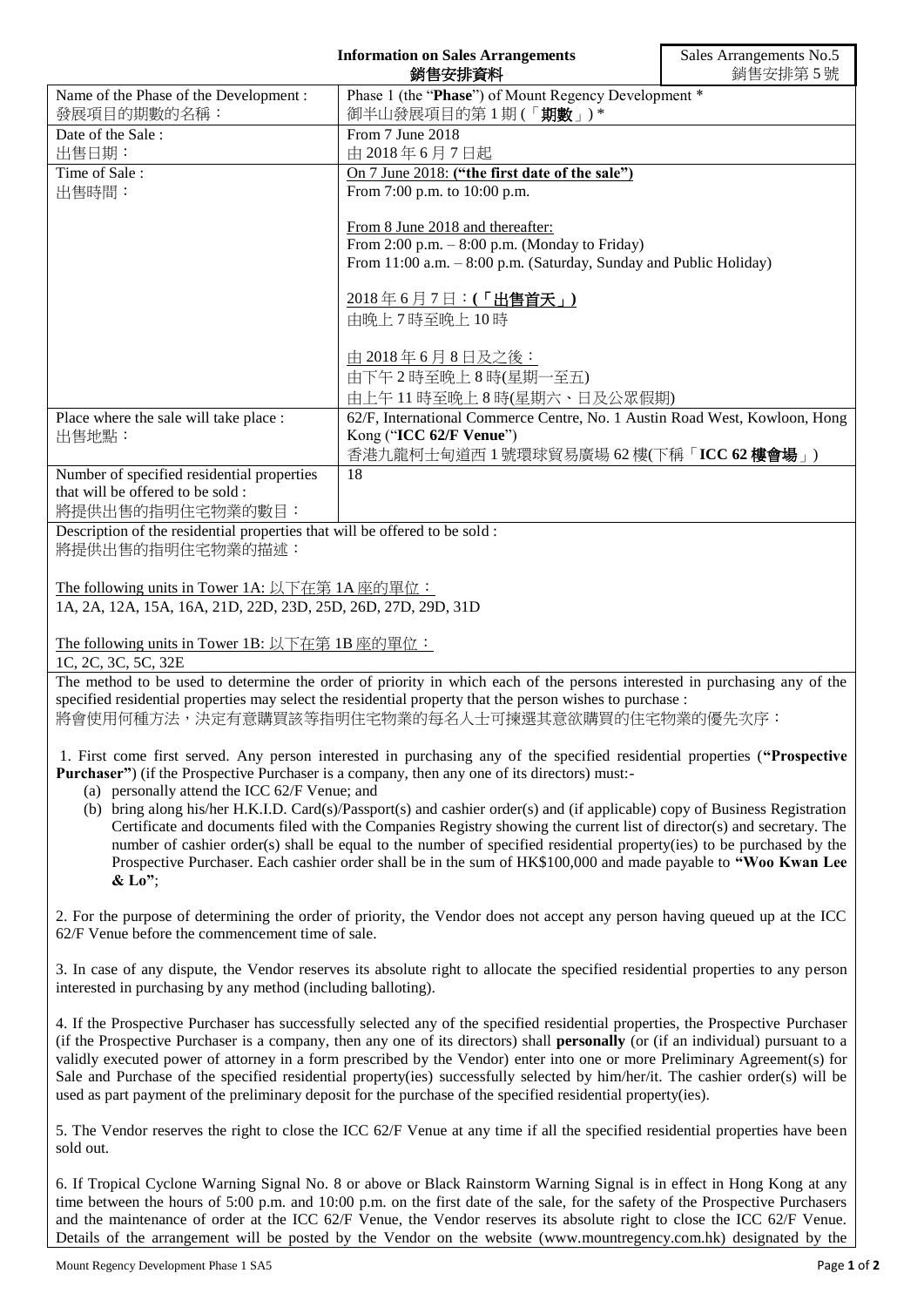**Information on Sales Arrangements**
**銷售安排資料**

Sales Arrangements No.5
銷售安排第 5 號

| | |
|---|---|
| Name of the Phase of the Development :<br>發展項目的期數的名稱： | Phase 1 (the "**Phase**") of Mount Regency Development \*<br>御半山發展項目的第 1 期 (「**期數**」) \* |
| Date of the Sale :<br>出售日期： | From 7 June 2018<br>由 2018 年 6 月 7 日起 |
| Time of Sale :<br>出售時間： | On 7 June 2018: **("the first date of the sale")**<br>From 7:00 p.m. to 10:00 p.m.<br><br>From 8 June 2018 and thereafter:<br>From 2:00 p.m. – 8:00 p.m. (Monday to Friday)<br>From 11:00 a.m. – 8:00 p.m. (Saturday, Sunday and Public Holiday)<br><br>2018 年 6 月 7 日：**(「出售首天」)**<br>由晚上 7 時至晚上 10 時<br><br>由 2018 年 6 月 8 日及之後：<br>由下午 2 時至晚上 8 時(星期一至五)<br>由上午 11 時至晚上 8 時(星期六、日及公眾假期) |
| Place where the sale will take place :<br>出售地點： | 62/F, International Commerce Centre, No. 1 Austin Road West, Kowloon, Hong Kong ("**ICC 62/F Venue**")<br>香港九龍柯士甸道西 1 號環球貿易廣場 62 樓(下稱「**ICC 62 樓會場**」) |
| Number of specified residential properties that will be offered to be sold :<br>將提供出售的指明住宅物業的數目： | 18 |

Description of the residential properties that will be offered to be sold :
將提供出售的指明住宅物業的描述：

The following units in Tower 1A: 以下在第 1A 座的單位：
1A, 2A, 12A, 15A, 16A, 21D, 22D, 23D, 25D, 26D, 27D, 29D, 31D

The following units in Tower 1B: 以下在第 1B 座的單位：
1C, 2C, 3C, 5C, 32E

The method to be used to determine the order of priority in which each of the persons interested in purchasing any of the specified residential properties may select the residential property that the person wishes to purchase :
將會使用何種方法，決定有意購買該等指明住宅物業的每名人士可揀選其意欲購買的住宅物業的優先次序：

1. First come first served. Any person interested in purchasing any of the specified residential properties (**"Prospective Purchaser"**) (if the Prospective Purchaser is a company, then any one of its directors) must:-
   (a) personally attend the ICC 62/F Venue; and
   (b) bring along his/her H.K.I.D. Card(s)/Passport(s) and cashier order(s) and (if applicable) copy of Business Registration Certificate and documents filed with the Companies Registry showing the current list of director(s) and secretary. The number of cashier order(s) shall be equal to the number of specified residential property(ies) to be purchased by the Prospective Purchaser. Each cashier order shall be in the sum of HK$100,000 and made payable to **"Woo Kwan Lee & Lo"**;

2. For the purpose of determining the order of priority, the Vendor does not accept any person having queued up at the ICC 62/F Venue before the commencement time of sale.

3. In case of any dispute, the Vendor reserves its absolute right to allocate the specified residential properties to any person interested in purchasing by any method (including balloting).

4. If the Prospective Purchaser has successfully selected any of the specified residential properties, the Prospective Purchaser (if the Prospective Purchaser is a company, then any one of its directors) shall **personally** (or (if an individual) pursuant to a validly executed power of attorney in a form prescribed by the Vendor) enter into one or more Preliminary Agreement(s) for Sale and Purchase of the specified residential property(ies) successfully selected by him/her/it. The cashier order(s) will be used as part payment of the preliminary deposit for the purchase of the specified residential property(ies).

5. The Vendor reserves the right to close the ICC 62/F Venue at any time if all the specified residential properties have been sold out.

6. If Tropical Cyclone Warning Signal No. 8 or above or Black Rainstorm Warning Signal is in effect in Hong Kong at any time between the hours of 5:00 p.m. and 10:00 p.m. on the first date of the sale, for the safety of the Prospective Purchasers and the maintenance of order at the ICC 62/F Venue, the Vendor reserves its absolute right to close the ICC 62/F Venue. Details of the arrangement will be posted by the Vendor on the website (www.mountregency.com.hk) designated by the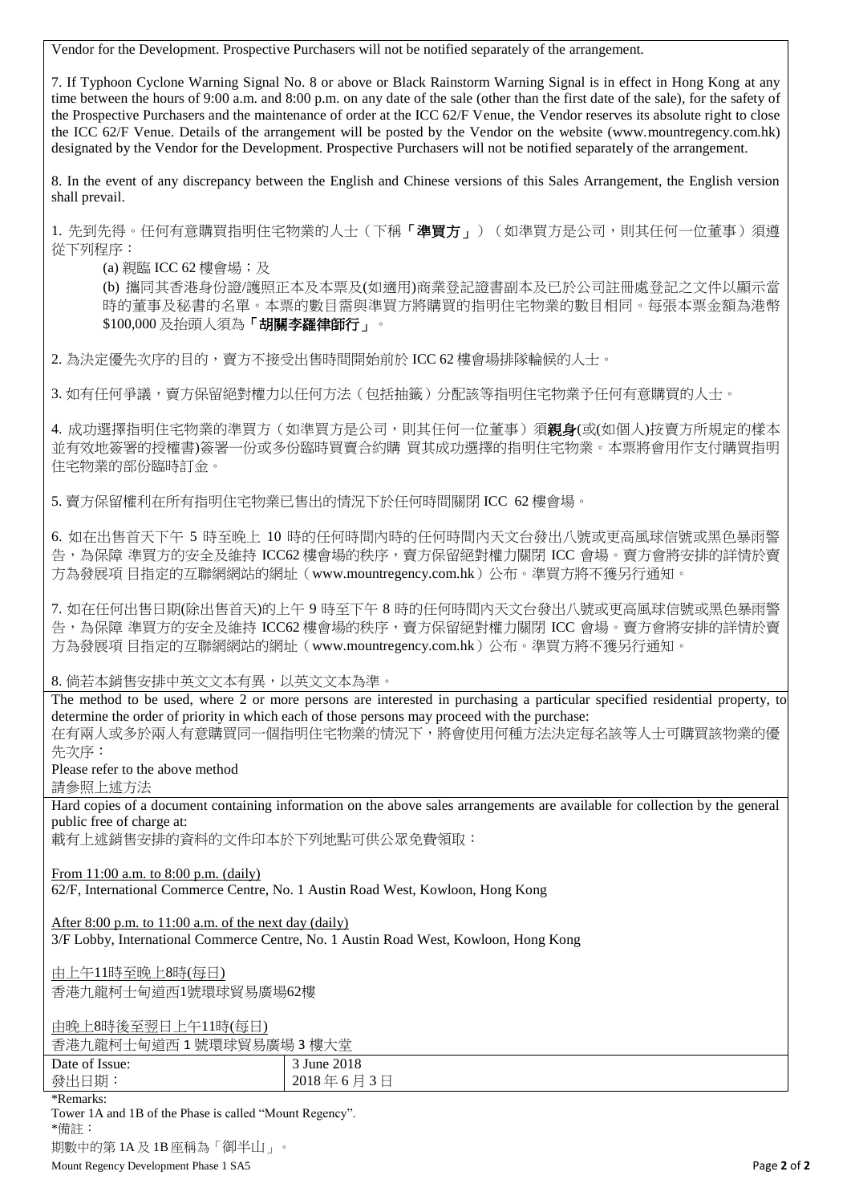Vendor for the Development. Prospective Purchasers will not be notified separately of the arrangement.

7. If Typhoon Cyclone Warning Signal No. 8 or above or Black Rainstorm Warning Signal is in effect in Hong Kong at any time between the hours of 9:00 a.m. and 8:00 p.m. on any date of the sale (other than the first date of the sale), for the safety of the Prospective Purchasers and the maintenance of order at the ICC 62/F Venue, the Vendor reserves its absolute right to close the ICC 62/F Venue. Details of the arrangement will be posted by the Vendor on the website (www.mountregency.com.hk) designated by the Vendor for the Development. Prospective Purchasers will not be notified separately of the arrangement.

8. In the event of any discrepancy between the English and Chinese versions of this Sales Arrangement, the English version shall prevail.

1. 先到先得。任何有意購買指明住宅物業的人士（下稱**「準買方」**）（如準買方是公司，則其任何一位董事）須遵從下列程序：

(a) 親臨 ICC 62 樓會場；及

(b) 攜同其香港身份證/護照正本及本票及(如適用)商業登記證書副本及已於公司註冊處登記之文件以顯示當時的董事及秘書的名單。本票的數目需與準買方將購買的指明住宅物業的數目相同。每張本票金額為港幣 $100,000 及抬頭人須為**「胡關李羅律師行」**。

2. 為決定優先次序的目的，賣方不接受出售時間開始前於 ICC 62 樓會場排隊輪候的人士。

3. 如有任何爭議，賣方保留絕對權力以任何方法（包括抽籤）分配該等指明住宅物業予任何有意購買的人士。

4. 成功選擇指明住宅物業的準買方（如準買方是公司，則其任何一位董事）須**親身**(或(如個人)按賣方所規定的樣本並有效地簽署的授權書)簽署一份或多份臨時買賣合約購 買其成功選擇的指明住宅物業。本票將會用作支付購買指明住宅物業的部份臨時訂金。

5. 賣方保留權利在所有指明住宅物業已售出的情況下於任何時間關閉 ICC 62 樓會場。

6. 如在出售首天下午 5 時至晚上 10 時的任何時間內時的任何時間內天文台發出八號或更高風球信號或黑色暴雨警告，為保障 準買方的安全及維持 ICC62 樓會場的秩序，賣方保留絕對權力關閉 ICC 會場。賣方會將安排的詳情於賣方為發展項 目指定的互聯網網站的網址（www.mountregency.com.hk）公布。準買方將不獲另行通知。

7. 如在任何出售日期(除出售首天)的上午 9 時至下午 8 時的任何時間內天文台發出八號或更高風球信號或黑色暴雨警告，為保障 準買方的安全及維持 ICC62 樓會場的秩序，賣方保留絕對權力關閉 ICC 會場。賣方會將安排的詳情於賣方為發展項 目指定的互聯網網站的網址（www.mountregency.com.hk）公布。準買方將不獲另行通知。

8. 倘若本銷售安排中英文文本有異，以英文文本為準。

The method to be used, where 2 or more persons are interested in purchasing a particular specified residential property, to determine the order of priority in which each of those persons may proceed with the purchase:
在有兩人或多於兩人有意購買同一個指明住宅物業的情況下，將會使用何種方法決定每名該等人士可購買該物業的優先次序：

Please refer to the above method
請參照上述方法

Hard copies of a document containing information on the above sales arrangements are available for collection by the general public free of charge at:
載有上述銷售安排的資料的文件印本於下列地點可供公眾免費領取：

<u>From 11:00 a.m. to 8:00 p.m. (daily)</u>
62/F, International Commerce Centre, No. 1 Austin Road West, Kowloon, Hong Kong

<u>After 8:00 p.m. to 11:00 a.m. of the next day (daily)</u>
3/F Lobby, International Commerce Centre, No. 1 Austin Road West, Kowloon, Hong Kong

<u>由上午11時至晚上8時(每日)</u>
香港九龍柯士甸道西1號環球貿易廣場62樓

<u>由晚上8時後至翌日上午11時(每日)</u>
香港九龍柯士甸道西 1 號環球貿易廣場 3 樓大堂

| | |
|---|---|
| Date of Issue:<br>發出日期： | 3 June 2018<br>2018 年 6 月 3 日 |

*Remarks:
Tower 1A and 1B of the Phase is called “Mount Regency”.
*備註：
期數中的第 1A 及 1B 座稱為「御半山」。

Mount Regency Development Phase 1 SA5